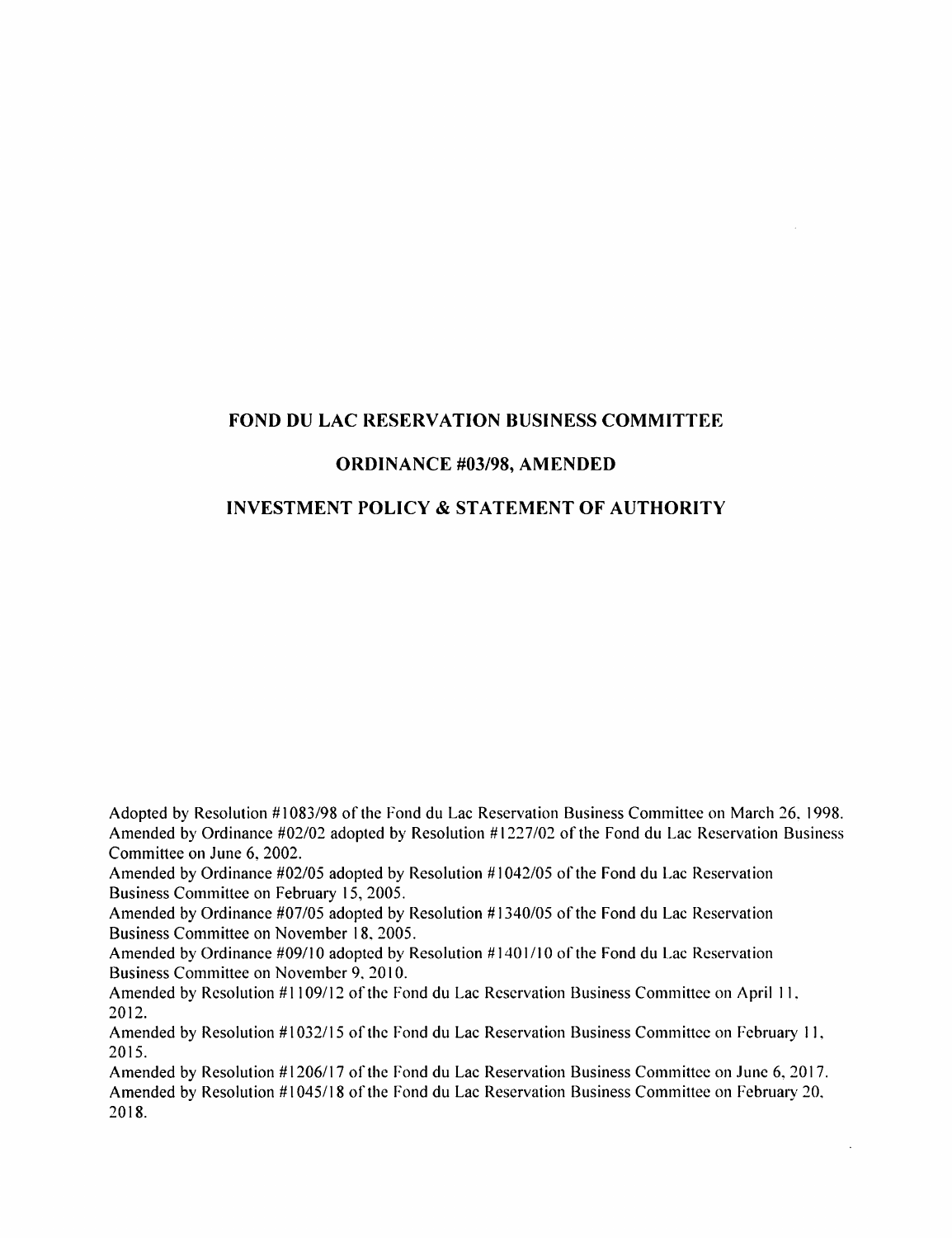# FOND DU LAC RESERVATION BUSINESS COMMITTEE

## ORDINANCE #03/98, AMENDED

## INVESTMENT POLICY & STATEMENT OF AUTHORITY

Adopted by Resolution #1083/98 of the Fond du Lac Reservation Business Committee on March 26, 1998.
Amended by Ordinance #02/02 adopted by Resolution #1227/02 of the Fond du Lac Reservation Business Committee on June 6, 2002.
Amended by Ordinance #02/05 adopted by Resolution #1042/05 of the Fond du Lac Reservation Business Committee on February 15, 2005.
Amended by Ordinance #07/05 adopted by Resolution #1340/05 of the Fond du Lac Reservation Business Committee on November 18, 2005.
Amended by Ordinance #09/10 adopted by Resolution #1401/10 of the Fond du Lac Reservation Business Committee on November 9, 2010.
Amended by Resolution #1109/12 of the Fond du Lac Reservation Business Committee on April 11, 2012.
Amended by Resolution #1032/15 of the Fond du Lac Reservation Business Committee on February 11, 2015.
Amended by Resolution #1206/17 of the Fond du Lac Reservation Business Committee on June 6, 2017.
Amended by Resolution #1045/18 of the Fond du Lac Reservation Business Committee on February 20, 2018.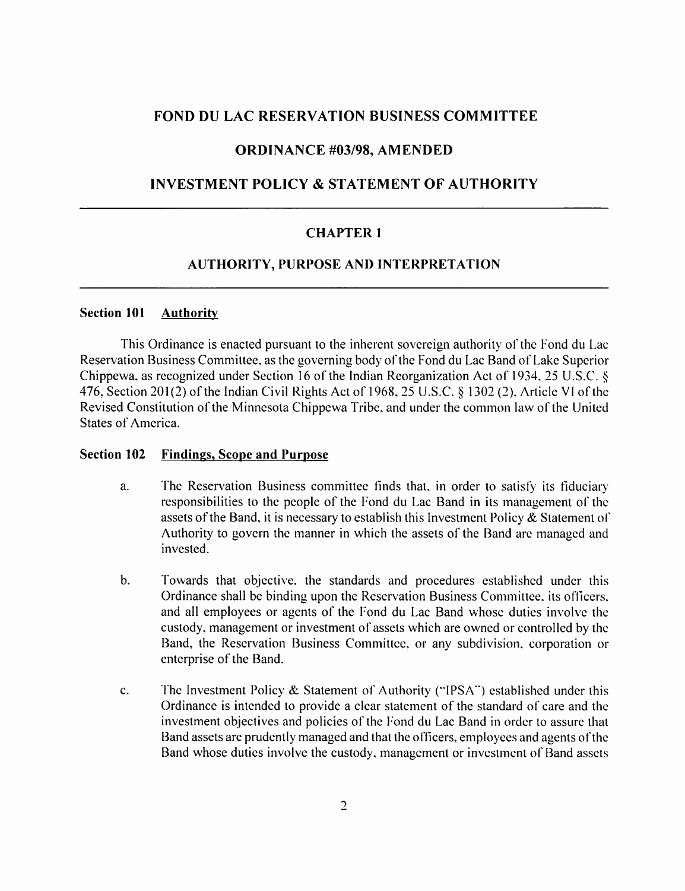# FOND DU LAC RESERVATION BUSINESS COMMITTEE

## ORDINANCE #03/98, AMENDED

## INVESTMENT POLICY & STATEMENT OF AUTHORITY

---

### CHAPTER 1

### AUTHORITY, PURPOSE AND INTERPRETATION

---

**Section 101 Authority**

This Ordinance is enacted pursuant to the inherent sovereign authority of the Fond du Lac Reservation Business Committee, as the governing body of the Fond du Lac Band of Lake Superior Chippewa, as recognized under Section 16 of the Indian Reorganization Act of 1934, 25 U.S.C. § 476, Section 201(2) of the Indian Civil Rights Act of 1968, 25 U.S.C. § 1302 (2), Article VI of the Revised Constitution of the Minnesota Chippewa Tribe, and under the common law of the United States of America.

**Section 102 Findings, Scope and Purpose**

a. The Reservation Business committee finds that, in order to satisfy its fiduciary responsibilities to the people of the Fond du Lac Band in its management of the assets of the Band, it is necessary to establish this Investment Policy & Statement of Authority to govern the manner in which the assets of the Band are managed and invested.

b. Towards that objective, the standards and procedures established under this Ordinance shall be binding upon the Reservation Business Committee, its officers, and all employees or agents of the Fond du Lac Band whose duties involve the custody, management or investment of assets which are owned or controlled by the Band, the Reservation Business Committee, or any subdivision, corporation or enterprise of the Band.

c. The Investment Policy & Statement of Authority ("IPSA") established under this Ordinance is intended to provide a clear statement of the standard of care and the investment objectives and policies of the Fond du Lac Band in order to assure that Band assets are prudently managed and that the officers, employees and agents of the Band whose duties involve the custody, management or investment of Band assets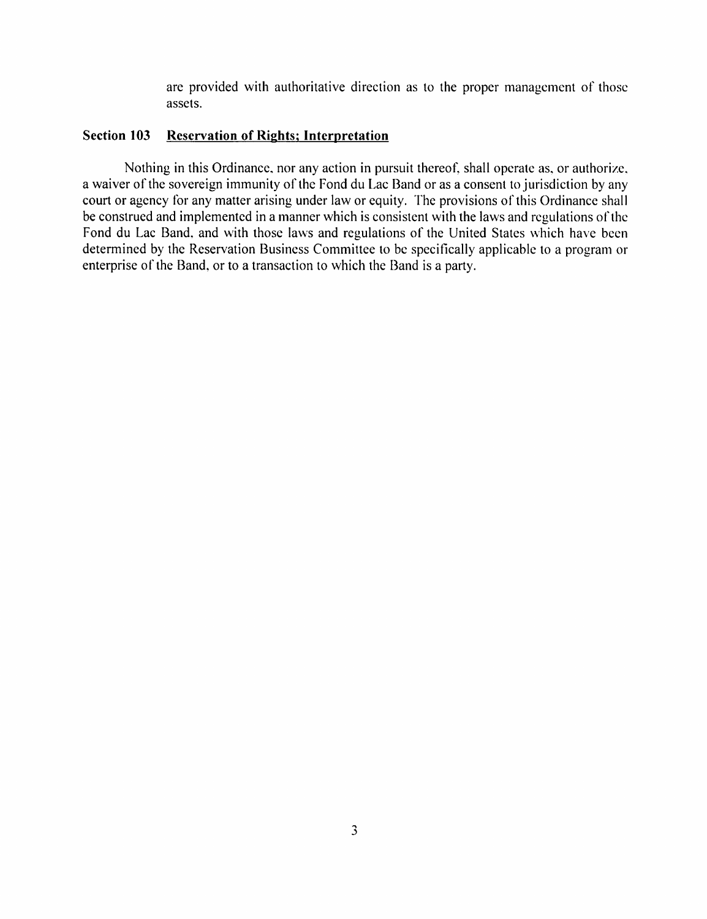are provided with authoritative direction as to the proper management of those assets.

## Section 103 <u>Reservation of Rights; Interpretation</u>

Nothing in this Ordinance, nor any action in pursuit thereof, shall operate as, or authorize, a waiver of the sovereign immunity of the Fond du Lac Band or as a consent to jurisdiction by any court or agency for any matter arising under law or equity. The provisions of this Ordinance shall be construed and implemented in a manner which is consistent with the laws and regulations of the Fond du Lac Band, and with those laws and regulations of the United States which have been determined by the Reservation Business Committee to be specifically applicable to a program or enterprise of the Band, or to a transaction to which the Band is a party.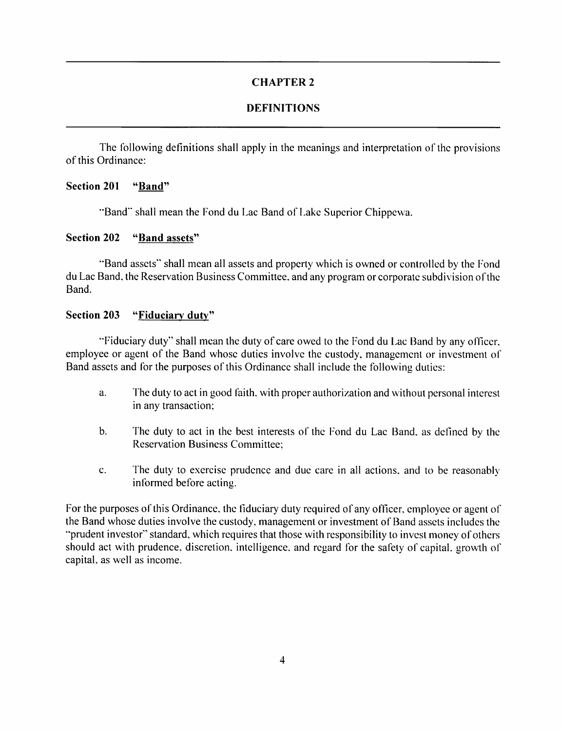# CHAPTER 2

## DEFINITIONS

The following definitions shall apply in the meanings and interpretation of the provisions of this Ordinance:

### Section 201 "<u>Band</u>"

"Band" shall mean the Fond du Lac Band of Lake Superior Chippewa.

### Section 202 "<u>Band assets</u>"

"Band assets" shall mean all assets and property which is owned or controlled by the Fond du Lac Band, the Reservation Business Committee, and any program or corporate subdivision of the Band.

### Section 203 "<u>Fiduciary duty</u>"

"Fiduciary duty" shall mean the duty of care owed to the Fond du Lac Band by any officer, employee or agent of the Band whose duties involve the custody, management or investment of Band assets and for the purposes of this Ordinance shall include the following duties:

a. The duty to act in good faith, with proper authorization and without personal interest in any transaction;

b. The duty to act in the best interests of the Fond du Lac Band, as defined by the Reservation Business Committee;

c. The duty to exercise prudence and due care in all actions, and to be reasonably informed before acting.

For the purposes of this Ordinance, the fiduciary duty required of any officer, employee or agent of the Band whose duties involve the custody, management or investment of Band assets includes the "prudent investor" standard, which requires that those with responsibility to invest money of others should act with prudence, discretion, intelligence, and regard for the safety of capital, growth of capital, as well as income.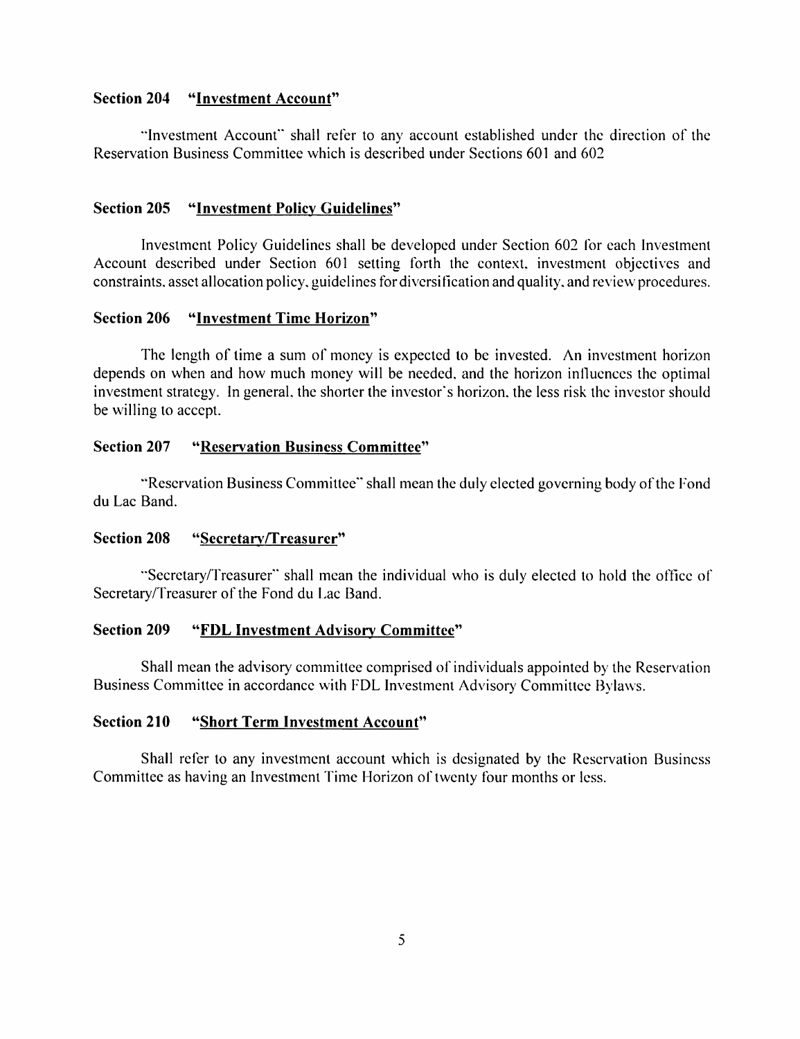### Section 204 "Investment Account"

"Investment Account" shall refer to any account established under the direction of the Reservation Business Committee which is described under Sections 601 and 602

### Section 205 "Investment Policy Guidelines"

Investment Policy Guidelines shall be developed under Section 602 for each Investment Account described under Section 601 setting forth the context, investment objectives and constraints, asset allocation policy, guidelines for diversification and quality, and review procedures.

### Section 206 "Investment Time Horizon"

The length of time a sum of money is expected to be invested. An investment horizon depends on when and how much money will be needed, and the horizon influences the optimal investment strategy. In general, the shorter the investor's horizon, the less risk the investor should be willing to accept.

### Section 207 "Reservation Business Committee"

"Reservation Business Committee" shall mean the duly elected governing body of the Fond du Lac Band.

### Section 208 "Secretary/Treasurer"

"Secretary/Treasurer" shall mean the individual who is duly elected to hold the office of Secretary/Treasurer of the Fond du Lac Band.

### Section 209 "FDL Investment Advisory Committee"

Shall mean the advisory committee comprised of individuals appointed by the Reservation Business Committee in accordance with FDL Investment Advisory Committee Bylaws.

### Section 210 "Short Term Investment Account"

Shall refer to any investment account which is designated by the Reservation Business Committee as having an Investment Time Horizon of twenty four months or less.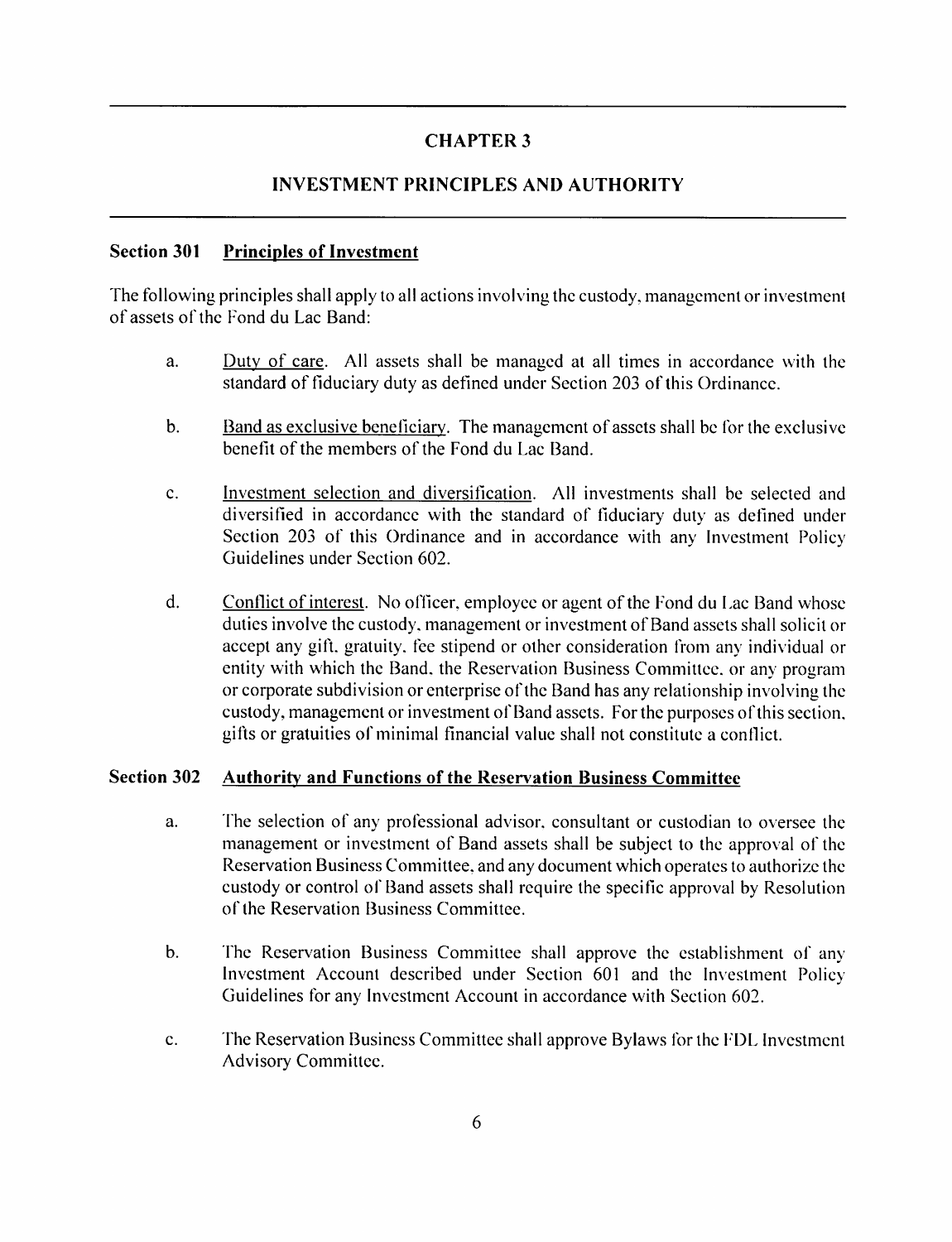# CHAPTER 3

## INVESTMENT PRINCIPLES AND AUTHORITY

### Section 301 Principles of Investment

The following principles shall apply to all actions involving the custody, management or investment of assets of the Fond du Lac Band:

a. Duty of care. All assets shall be managed at all times in accordance with the standard of fiduciary duty as defined under Section 203 of this Ordinance.

b. Band as exclusive beneficiary. The management of assets shall be for the exclusive benefit of the members of the Fond du Lac Band.

c. Investment selection and diversification. All investments shall be selected and diversified in accordance with the standard of fiduciary duty as defined under Section 203 of this Ordinance and in accordance with any Investment Policy Guidelines under Section 602.

d. Conflict of interest. No officer, employee or agent of the Fond du Lac Band whose duties involve the custody, management or investment of Band assets shall solicit or accept any gift, gratuity, fee stipend or other consideration from any individual or entity with which the Band, the Reservation Business Committee, or any program or corporate subdivision or enterprise of the Band has any relationship involving the custody, management or investment of Band assets. For the purposes of this section, gifts or gratuities of minimal financial value shall not constitute a conflict.

### Section 302 Authority and Functions of the Reservation Business Committee

a. The selection of any professional advisor, consultant or custodian to oversee the management or investment of Band assets shall be subject to the approval of the Reservation Business Committee, and any document which operates to authorize the custody or control of Band assets shall require the specific approval by Resolution of the Reservation Business Committee.

b. The Reservation Business Committee shall approve the establishment of any Investment Account described under Section 601 and the Investment Policy Guidelines for any Investment Account in accordance with Section 602.

c. The Reservation Business Committee shall approve Bylaws for the FDL Investment Advisory Committee.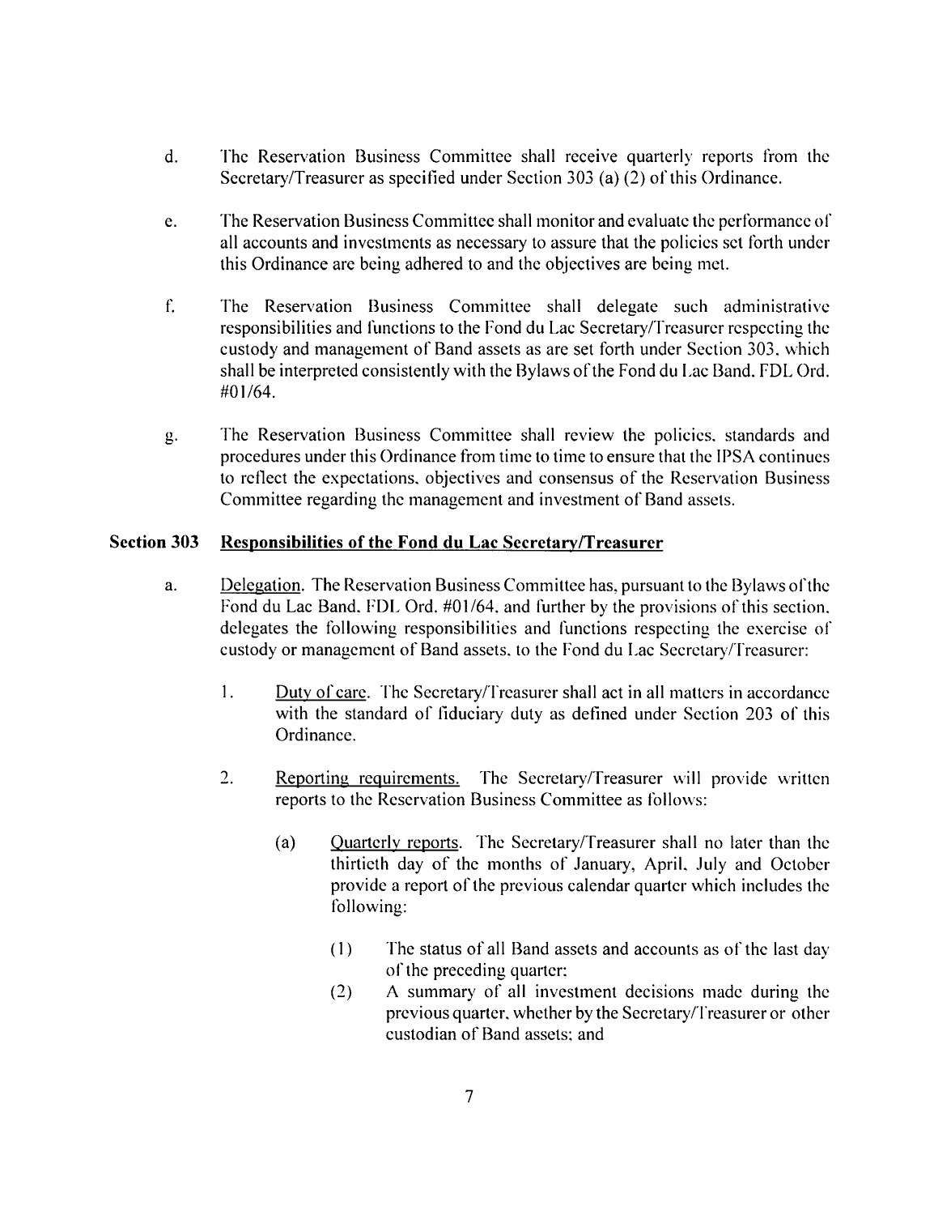d. The Reservation Business Committee shall receive quarterly reports from the Secretary/Treasurer as specified under Section 303 (a) (2) of this Ordinance.

e. The Reservation Business Committee shall monitor and evaluate the performance of all accounts and investments as necessary to assure that the policies set forth under this Ordinance are being adhered to and the objectives are being met.

f. The Reservation Business Committee shall delegate such administrative responsibilities and functions to the Fond du Lac Secretary/Treasurer respecting the custody and management of Band assets as are set forth under Section 303, which shall be interpreted consistently with the Bylaws of the Fond du Lac Band, FDL Ord. #01/64.

g. The Reservation Business Committee shall review the policies, standards and procedures under this Ordinance from time to time to ensure that the IPSA continues to reflect the expectations, objectives and consensus of the Reservation Business Committee regarding the management and investment of Band assets.

## Section 303 Responsibilities of the Fond du Lac Secretary/Treasurer

a. Delegation. The Reservation Business Committee has, pursuant to the Bylaws of the Fond du Lac Band, FDL Ord. #01/64, and further by the provisions of this section, delegates the following responsibilities and functions respecting the exercise of custody or management of Band assets, to the Fond du Lac Secretary/Treasurer:

1. Duty of care. The Secretary/Treasurer shall act in all matters in accordance with the standard of fiduciary duty as defined under Section 203 of this Ordinance.

2. Reporting requirements. The Secretary/Treasurer will provide written reports to the Reservation Business Committee as follows:

   (a) Quarterly reports. The Secretary/Treasurer shall no later than the thirtieth day of the months of January, April, July and October provide a report of the previous calendar quarter which includes the following:

   (1) The status of all Band assets and accounts as of the last day of the preceding quarter;

   (2) A summary of all investment decisions made during the previous quarter, whether by the Secretary/Treasurer or other custodian of Band assets; and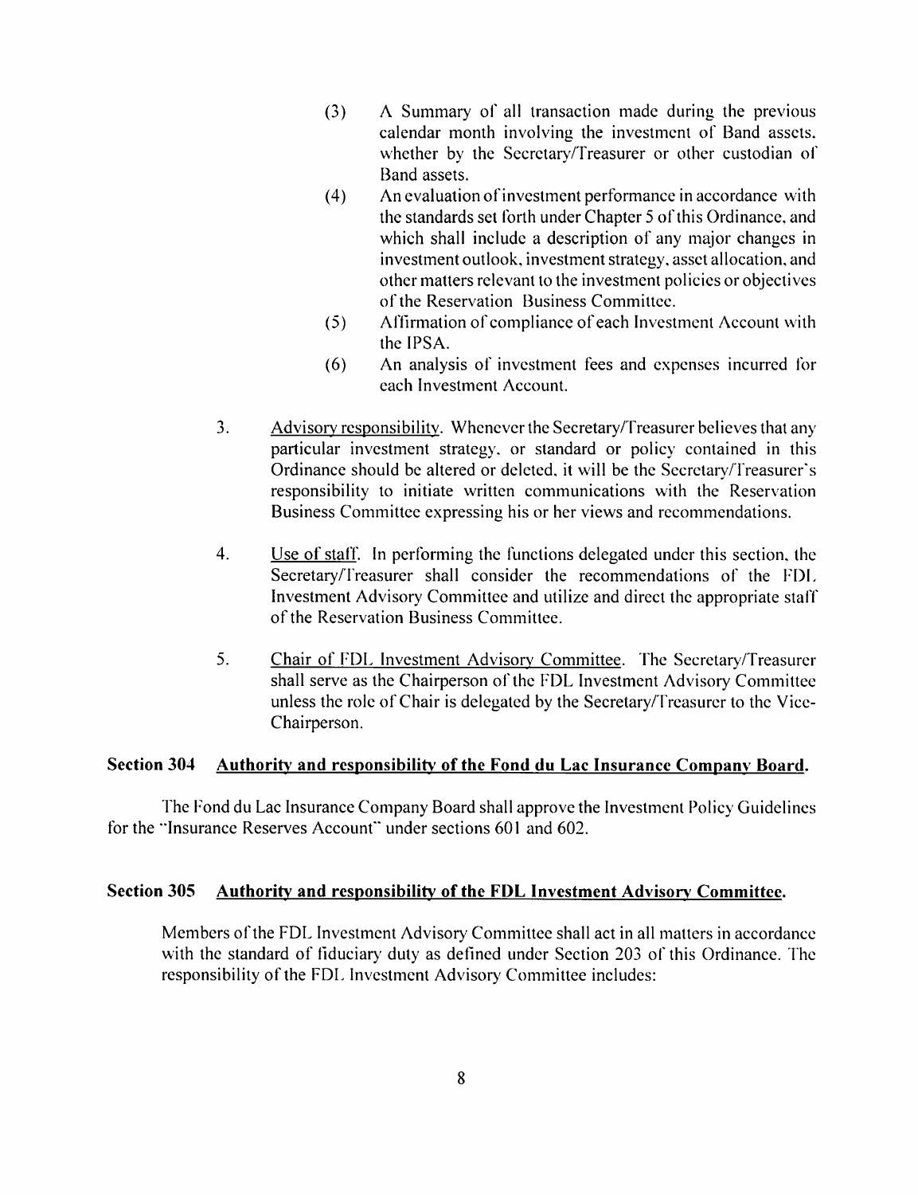(3) A Summary of all transaction made during the previous calendar month involving the investment of Band assets, whether by the Secretary/Treasurer or other custodian of Band assets.

(4) An evaluation of investment performance in accordance with the standards set forth under Chapter 5 of this Ordinance, and which shall include a description of any major changes in investment outlook, investment strategy, asset allocation, and other matters relevant to the investment policies or objectives of the Reservation Business Committee.

(5) Affirmation of compliance of each Investment Account with the IPSA.

(6) An analysis of investment fees and expenses incurred for each Investment Account.

3. Advisory responsibility. Whenever the Secretary/Treasurer believes that any particular investment strategy, or standard or policy contained in this Ordinance should be altered or deleted, it will be the Secretary/Treasurer's responsibility to initiate written communications with the Reservation Business Committee expressing his or her views and recommendations.

4. Use of staff. In performing the functions delegated under this section, the Secretary/Treasurer shall consider the recommendations of the FDL Investment Advisory Committee and utilize and direct the appropriate staff of the Reservation Business Committee.

5. Chair of FDL Investment Advisory Committee. The Secretary/Treasurer shall serve as the Chairperson of the FDL Investment Advisory Committee unless the role of Chair is delegated by the Secretary/Treasurer to the Vice-Chairperson.

### Section 304 Authority and responsibility of the Fond du Lac Insurance Company Board.

The Fond du Lac Insurance Company Board shall approve the Investment Policy Guidelines for the "Insurance Reserves Account" under sections 601 and 602.

### Section 305 Authority and responsibility of the FDL Investment Advisory Committee.

Members of the FDL Investment Advisory Committee shall act in all matters in accordance with the standard of fiduciary duty as defined under Section 203 of this Ordinance. The responsibility of the FDL Investment Advisory Committee includes: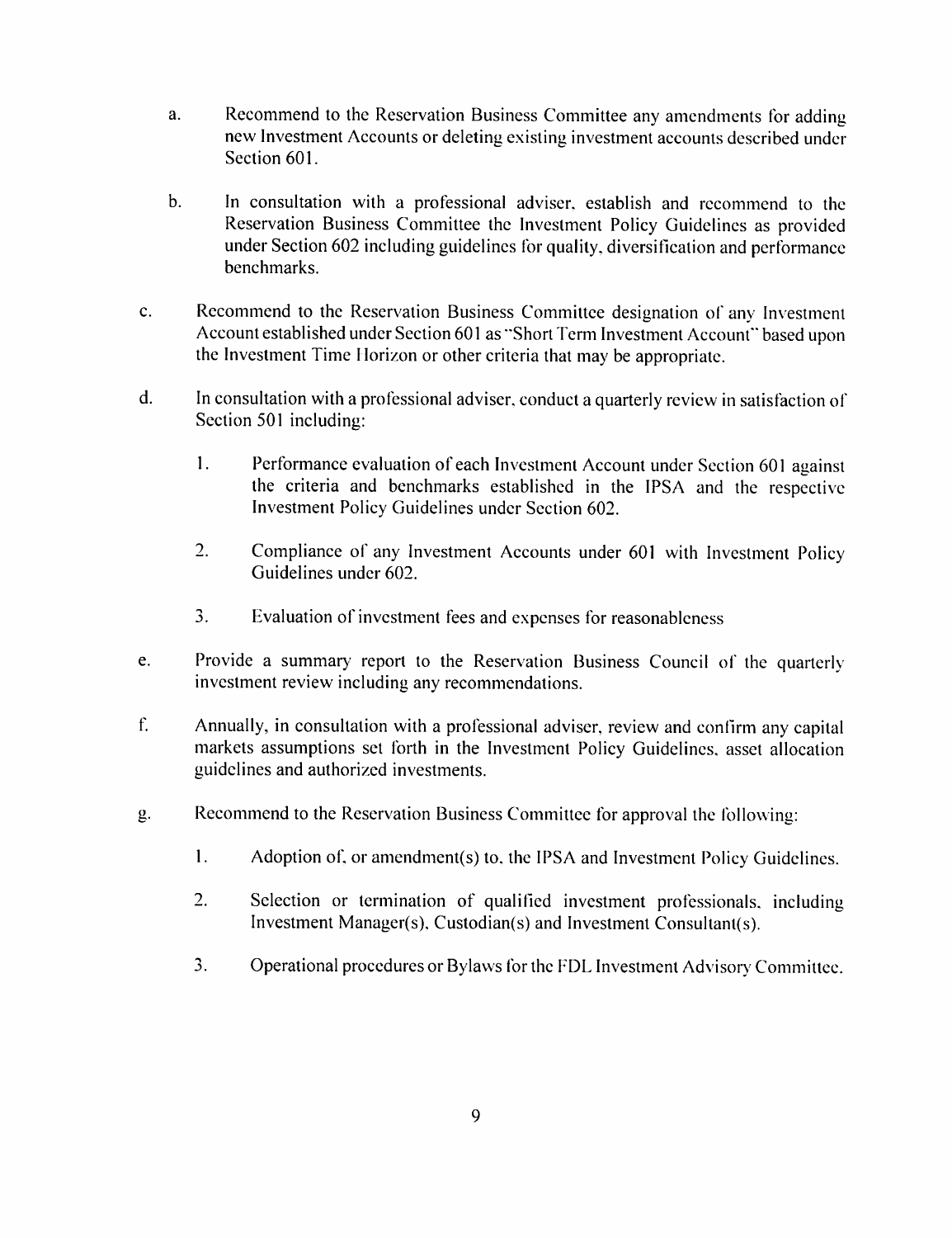a. Recommend to the Reservation Business Committee any amendments for adding new Investment Accounts or deleting existing investment accounts described under Section 601.

b. In consultation with a professional adviser, establish and recommend to the Reservation Business Committee the Investment Policy Guidelines as provided under Section 602 including guidelines for quality, diversification and performance benchmarks.

c. Recommend to the Reservation Business Committee designation of any Investment Account established under Section 601 as "Short Term Investment Account" based upon the Investment Time Horizon or other criteria that may be appropriate.

d. In consultation with a professional adviser, conduct a quarterly review in satisfaction of Section 501 including:

   1. Performance evaluation of each Investment Account under Section 601 against the criteria and benchmarks established in the IPSA and the respective Investment Policy Guidelines under Section 602.

   2. Compliance of any Investment Accounts under 601 with Investment Policy Guidelines under 602.

   3. Evaluation of investment fees and expenses for reasonableness

e. Provide a summary report to the Reservation Business Council of the quarterly investment review including any recommendations.

f. Annually, in consultation with a professional adviser, review and confirm any capital markets assumptions set forth in the Investment Policy Guidelines, asset allocation guidelines and authorized investments.

g. Recommend to the Reservation Business Committee for approval the following:

   1. Adoption of, or amendment(s) to, the IPSA and Investment Policy Guidelines.

   2. Selection or termination of qualified investment professionals, including Investment Manager(s), Custodian(s) and Investment Consultant(s).

   3. Operational procedures or Bylaws for the FDL Investment Advisory Committee.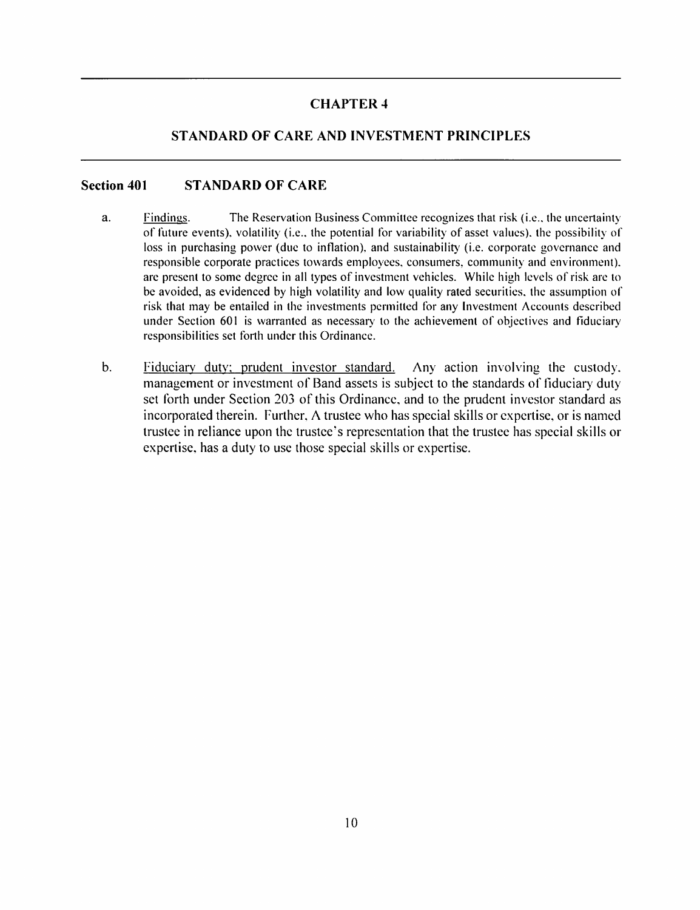# CHAPTER 4

## STANDARD OF CARE AND INVESTMENT PRINCIPLES

### Section 401 STANDARD OF CARE

a. Findings. The Reservation Business Committee recognizes that risk (i.e., the uncertainty of future events), volatility (i.e., the potential for variability of asset values), the possibility of loss in purchasing power (due to inflation), and sustainability (i.e. corporate governance and responsible corporate practices towards employees, consumers, community and environment), are present to some degree in all types of investment vehicles. While high levels of risk are to be avoided, as evidenced by high volatility and low quality rated securities, the assumption of risk that may be entailed in the investments permitted for any Investment Accounts described under Section 601 is warranted as necessary to the achievement of objectives and fiduciary responsibilities set forth under this Ordinance.

b. Fiduciary duty; prudent investor standard. Any action involving the custody, management or investment of Band assets is subject to the standards of fiduciary duty set forth under Section 203 of this Ordinance, and to the prudent investor standard as incorporated therein. Further, A trustee who has special skills or expertise, or is named trustee in reliance upon the trustee's representation that the trustee has special skills or expertise, has a duty to use those special skills or expertise.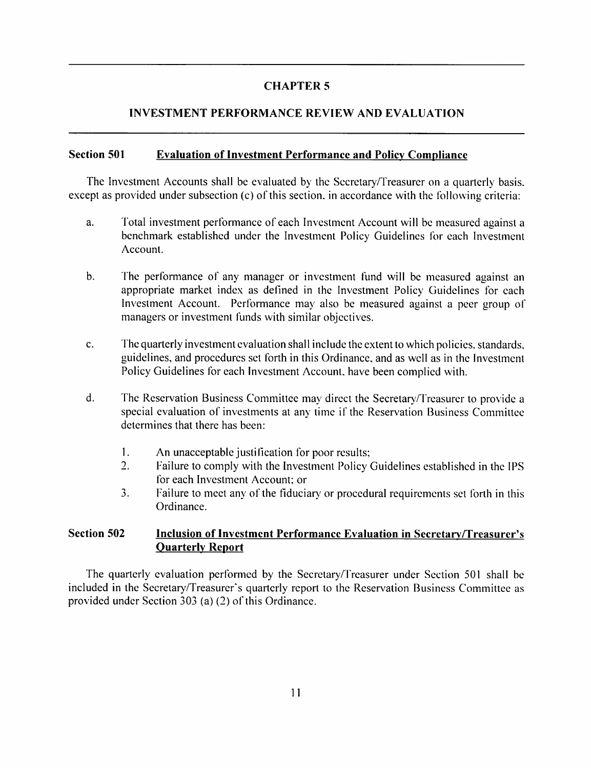# CHAPTER 5

## INVESTMENT PERFORMANCE REVIEW AND EVALUATION

### Section 501 Evaluation of Investment Performance and Policy Compliance

The Investment Accounts shall be evaluated by the Secretary/Treasurer on a quarterly basis, except as provided under subsection (c) of this section, in accordance with the following criteria:

a. Total investment performance of each Investment Account will be measured against a benchmark established under the Investment Policy Guidelines for each Investment Account.

b. The performance of any manager or investment fund will be measured against an appropriate market index as defined in the Investment Policy Guidelines for each Investment Account. Performance may also be measured against a peer group of managers or investment funds with similar objectives.

c. The quarterly investment evaluation shall include the extent to which policies, standards, guidelines, and procedures set forth in this Ordinance, and as well as in the Investment Policy Guidelines for each Investment Account, have been complied with.

d. The Reservation Business Committee may direct the Secretary/Treasurer to provide a special evaluation of investments at any time if the Reservation Business Committee determines that there has been:

   1. An unacceptable justification for poor results;
   2. Failure to comply with the Investment Policy Guidelines established in the IPS for each Investment Account; or
   3. Failure to meet any of the fiduciary or procedural requirements set forth in this Ordinance.

### Section 502 Inclusion of Investment Performance Evaluation in Secretary/Treasurer's Quarterly Report

The quarterly evaluation performed by the Secretary/Treasurer under Section 501 shall be included in the Secretary/Treasurer's quarterly report to the Reservation Business Committee as provided under Section 303 (a) (2) of this Ordinance.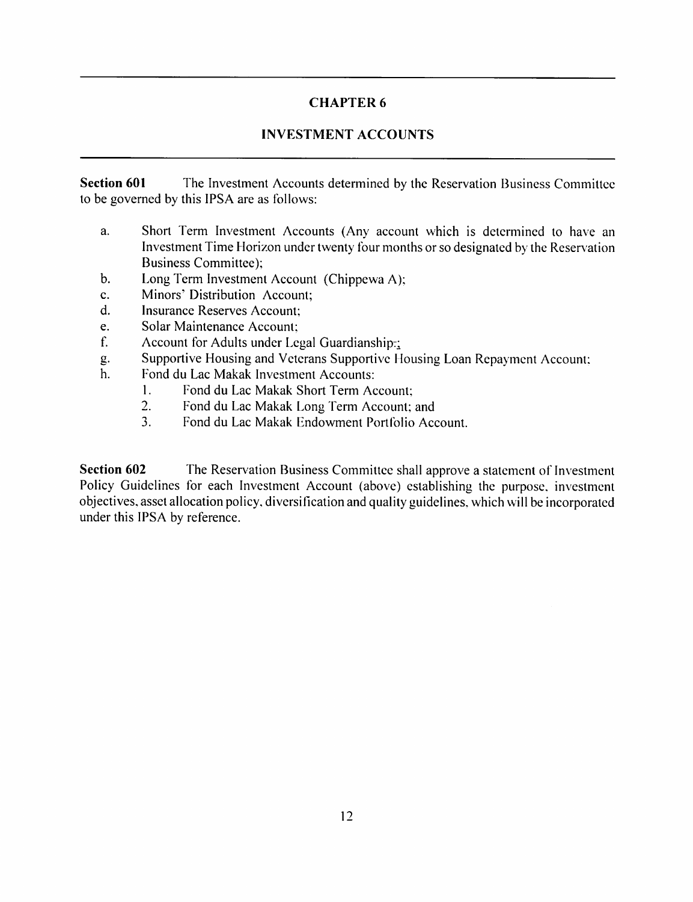# CHAPTER 6

## INVESTMENT ACCOUNTS

**Section 601** The Investment Accounts determined by the Reservation Business Committee to be governed by this IPSA are as follows:

a. Short Term Investment Accounts (Any account which is determined to have an Investment Time Horizon under twenty four months or so designated by the Reservation Business Committee);
b. Long Term Investment Account (Chippewa A);
c. Minors' Distribution Account;
d. Insurance Reserves Account;
e. Solar Maintenance Account;
f. Account for Adults under Legal Guardianship.;
g. Supportive Housing and Veterans Supportive Housing Loan Repayment Account;
h. Fond du Lac Makak Investment Accounts:
    1. Fond du Lac Makak Short Term Account;
    2. Fond du Lac Makak Long Term Account; and
    3. Fond du Lac Makak Endowment Portfolio Account.

**Section 602** The Reservation Business Committee shall approve a statement of Investment Policy Guidelines for each Investment Account (above) establishing the purpose, investment objectives, asset allocation policy, diversification and quality guidelines, which will be incorporated under this IPSA by reference.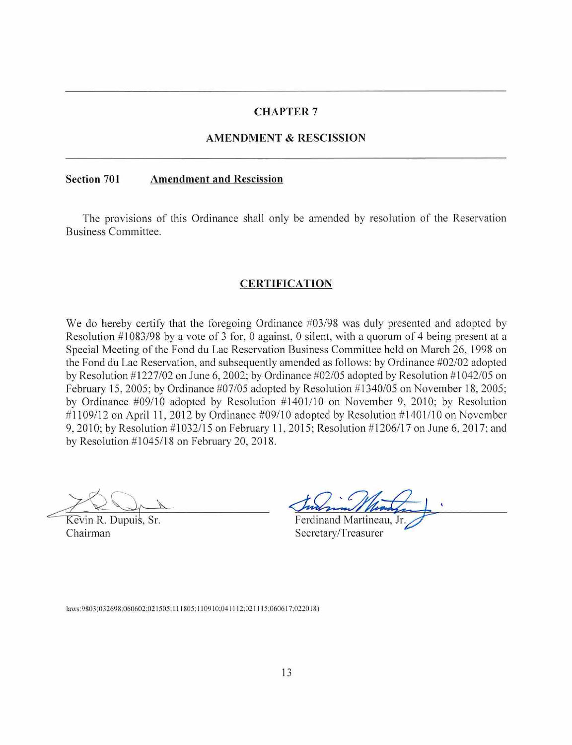# CHAPTER 7

## AMENDMENT & RESCISSION

**Section 701** **Amendment and Rescission**

The provisions of this Ordinance shall only be amended by resolution of the Reservation Business Committee.

## CERTIFICATION

We do hereby certify that the foregoing Ordinance #03/98 was duly presented and adopted by Resolution #1083/98 by a vote of 3 for, 0 against, 0 silent, with a quorum of 4 being present at a Special Meeting of the Fond du Lac Reservation Business Committee held on March 26, 1998 on the Fond du Lac Reservation, and subsequently amended as follows: by Ordinance #02/02 adopted by Resolution #1227/02 on June 6, 2002; by Ordinance #02/05 adopted by Resolution #1042/05 on February 15, 2005; by Ordinance #07/05 adopted by Resolution #1340/05 on November 18, 2005; by Ordinance #09/10 adopted by Resolution #1401/10 on November 9, 2010; by Resolution #1109/12 on April 11, 2012 by Ordinance #09/10 adopted by Resolution #1401/10 on November 9, 2010; by Resolution #1032/15 on February 11, 2015; Resolution #1206/17 on June 6, 2017; and by Resolution #1045/18 on February 20, 2018.

Kevin R. Dupuis, Sr.
Chairman

Ferdinand Martineau, Jr.
Secretary/Treasurer

laws:9803(032698;060602;021505;111805;110910;041112;021115;060617;022018)